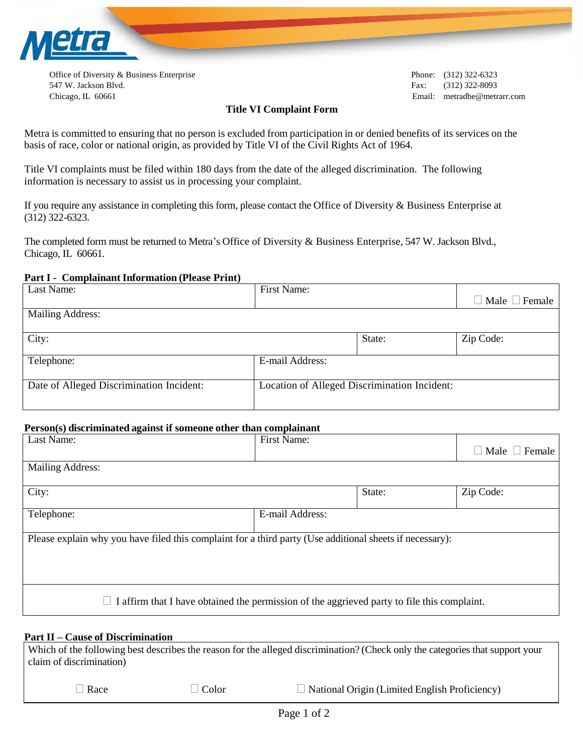Metra

Office of Diversity & Business Enterprise
547 W. Jackson Blvd.
Chicago, IL 60661

Phone: (312) 322-6323
Fax: (312) 322-8093
Email: metradbe@metrarr.com

# Title VI Complaint Form

Metra is committed to ensuring that no person is excluded from participation in or denied benefits of its services on the basis of race, color or national origin, as provided by Title VI of the Civil Rights Act of 1964.

Title VI complaints must be filed within 180 days from the date of the alleged discrimination. The following information is necessary to assist us in processing your complaint.

If you require any assistance in completing this form, please contact the Office of Diversity & Business Enterprise at (312) 322-6323.

The completed form must be returned to Metra's Office of Diversity & Business Enterprise, 547 W. Jackson Blvd., Chicago, IL 60661.

## Part I - Complainant Information (Please Print)

| Last Name: | First Name: | | ☐ Male ☐ Female |
|---|---|---|---|
| Mailing Address: | | | |
| City: | | State: | Zip Code: |
| Telephone: | E-mail Address: | | |
| Date of Alleged Discrimination Incident: | Location of Alleged Discrimination Incident: | | |

## Person(s) discriminated against if someone other than complainant

| Last Name: | First Name: | | ☐ Male ☐ Female |
|---|---|---|---|
| Mailing Address: | | | |
| City: | | State: | Zip Code: |
| Telephone: | E-mail Address: | | |
| Please explain why you have filed this complaint for a third party (Use additional sheets if necessary): | | | |
| ☐ I affirm that I have obtained the permission of the aggrieved party to file this complaint. | | | |

## Part II – Cause of Discrimination

Which of the following best describes the reason for the alleged discrimination? (Check only the categories that support your claim of discrimination)

☐ Race ☐ Color ☐ National Origin (Limited English Proficiency)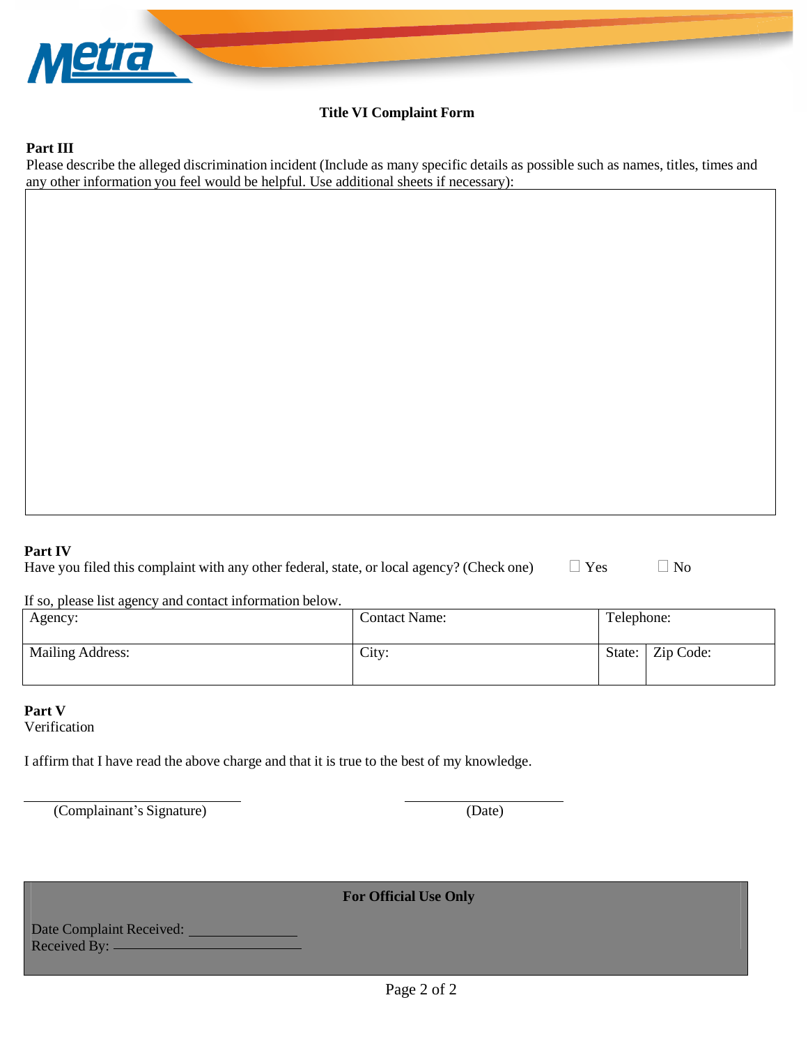## Title VI Complaint Form

**Part III**

Please describe the alleged discrimination incident (Include as many specific details as possible such as names, titles, times and any other information you feel would be helpful. Use additional sheets if necessary):

**Part IV**

Have you filed this complaint with any other federal, state, or local agency? (Check one) ☐ Yes ☐ No

If so, please list agency and contact information below.

| | | | |
|---|---|---|---|
| Agency: | Contact Name: | Telephone: | |
| Mailing Address: | City: | State: | Zip Code: |

**Part V**

Verification

I affirm that I have read the above charge and that it is true to the best of my knowledge.

______________________ (Complainant's Signature)

______________________ (Date)

**For Official Use Only**

Date Complaint Received: ______________

Received By: ______________________